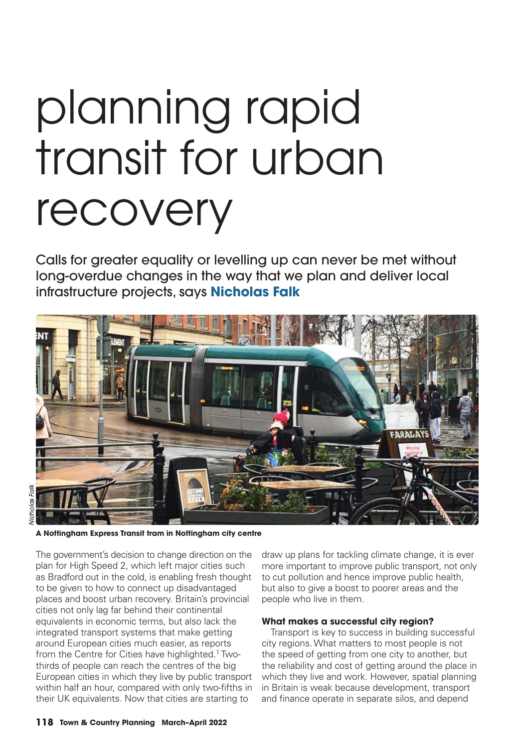# planning rapid transit for urban recovery

Calls for greater equality or levelling up can never be met without long-overdue changes in the way that we plan and deliver local infrastructure projects, says **Nicholas Falk**

*Nicholas Falk*

**A Nottingham Express Transit tram in Nottingham city centre**

The government's decision to change direction on the plan for High Speed 2, which left major cities such as Bradford out in the cold, is enabling fresh thought to be given to how to connect up disadvantaged places and boost urban recovery. Britain's provincial cities not only lag far behind their continental equivalents in economic terms, but also lack the integrated transport systems that make getting around European cities much easier, as reports from the Centre for Cities have highlighted.[1] Two-thirds of people can reach the centres of the big European cities in which they live by public transport within half an hour, compared with only two-fifths in their UK equivalents. Now that cities are starting to draw up plans for tackling climate change, it is ever more important to improve public transport, not only to cut pollution and hence improve public health, but also to give a boost to poorer areas and the people who live in them.

### What makes a successful city region?

Transport is key to success in building successful city regions. What matters to most people is not the speed of getting from one city to another, but the reliability and cost of getting around the place in which they live and work. However, spatial planning in Britain is weak because development, transport and finance operate in separate silos, and depend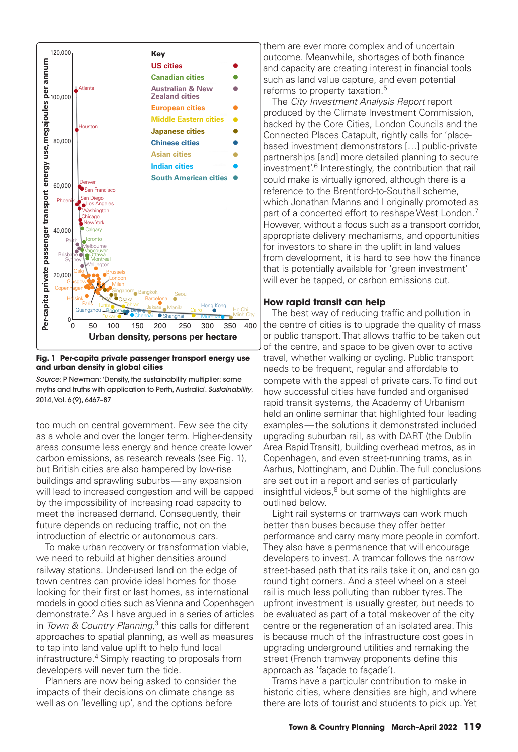Fig. 1 **Per-capita private passenger transport energy use and urban density in global cities**

*Source:* P Newman: 'Density, the sustainability multiplier: some myths and truths with application to Perth, Australia'. *Sustainability*, 2014, Vol. 6 (9), 6467–87

too much on central government. Few see the city as a whole and over the longer term. Higher-density areas consume less energy and hence create lower carbon emissions, as research reveals (see Fig. 1), but British cities are also hampered by low-rise buildings and sprawling suburbs—any expansion will lead to increased congestion and will be capped by the impossibility of increasing road capacity to meet the increased demand. Consequently, their future depends on reducing traffic, not on the introduction of electric or autonomous cars.

To make urban recovery or transformation viable, we need to rebuild at higher densities around railway stations. Under-used land on the edge of town centres can provide ideal homes for those looking for their first or last homes, as international models in good cities such as Vienna and Copenhagen demonstrate.[2] As I have argued in a series of articles in *Town & Country Planning*,[3] this calls for different approaches to spatial planning, as well as measures to tap into land value uplift to help fund local infrastructure.[4] Simply reacting to proposals from developers will never turn the tide.

Planners are now being asked to consider the impacts of their decisions on climate change as well as on 'levelling up', and the options before them are ever more complex and of uncertain outcome. Meanwhile, shortages of both finance and capacity are creating interest in financial tools such as land value capture, and even potential reforms to property taxation.[5]

The *City Investment Analysis Report* report produced by the Climate Investment Commission, backed by the Core Cities, London Councils and the Connected Places Catapult, rightly calls for 'place-based investment demonstrators […] public-private partnerships [and] more detailed planning to secure investment'.[6] Interestingly, the contribution that rail could make is virtually ignored, although there is a reference to the Brentford-to-Southall scheme, which Jonathan Manns and I originally promoted as part of a concerted effort to reshape West London.[7] However, without a focus such as a transport corridor, appropriate delivery mechanisms, and opportunities for investors to share in the uplift in land values from development, it is hard to see how the finance that is potentially available for 'green investment' will ever be tapped, or carbon emissions cut.

## How rapid transit can help

The best way of reducing traffic and pollution in the centre of cities is to upgrade the quality of mass or public transport. That allows traffic to be taken out of the centre, and space to be given over to active travel, whether walking or cycling. Public transport needs to be frequent, regular and affordable to compete with the appeal of private cars. To find out how successful cities have funded and organised rapid transit systems, the Academy of Urbanism held an online seminar that highlighted four leading examples—the solutions it demonstrated included upgrading suburban rail, as with DART (the Dublin Area Rapid Transit), building overhead metros, as in Copenhagen, and even street-running trams, as in Aarhus, Nottingham, and Dublin. The full conclusions are set out in a report and series of particularly insightful videos,[8] but some of the highlights are outlined below.

Light rail systems or tramways can work much better than buses because they offer better performance and carry many more people in comfort. They also have a permanence that will encourage developers to invest. A tramcar follows the narrow street-based path that its rails take it on, and can go round tight corners. And a steel wheel on a steel rail is much less polluting than rubber tyres. The upfront investment is usually greater, but needs to be evaluated as part of a total makeover of the city centre or the regeneration of an isolated area. This is because much of the infrastructure cost goes in upgrading underground utilities and remaking the street (French tramway proponents define this approach as 'façade to façade').

Trams have a particular contribution to make in historic cities, where densities are high, and where there are lots of tourist and students to pick up. Yet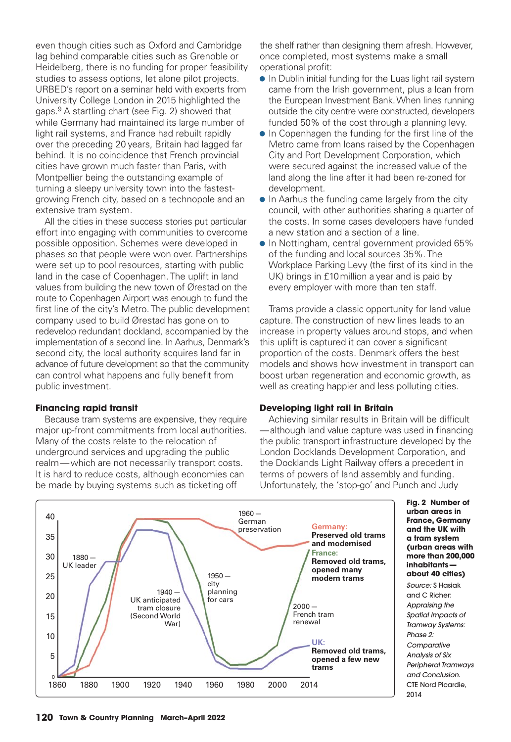even though cities such as Oxford and Cambridge lag behind comparable cities such as Grenoble or Heidelberg, there is no funding for proper feasibility studies to assess options, let alone pilot projects. URBED's report on a seminar held with experts from University College London in 2015 highlighted the gaps.[9] A startling chart (see Fig. 2) showed that while Germany had maintained its large number of light rail systems, and France had rebuilt rapidly over the preceding 20 years, Britain had lagged far behind. It is no coincidence that French provincial cities have grown much faster than Paris, with Montpellier being the outstanding example of turning a sleepy university town into the fastest-growing French city, based on a technopole and an extensive tram system.

All the cities in these success stories put particular effort into engaging with communities to overcome possible opposition. Schemes were developed in phases so that people were won over. Partnerships were set up to pool resources, starting with public land in the case of Copenhagen. The uplift in land values from building the new town of Ørestad on the route to Copenhagen Airport was enough to fund the first line of the city's Metro. The public development company used to build Ørestad has gone on to redevelop redundant dockland, accompanied by the implementation of a second line. In Aarhus, Denmark's second city, the local authority acquires land far in advance of future development so that the community can control what happens and fully benefit from public investment.

### Financing rapid transit

Because tram systems are expensive, they require major up-front commitments from local authorities. Many of the costs relate to the relocation of underground services and upgrading the public realm—which are not necessarily transport costs. It is hard to reduce costs, although economies can be made by buying systems such as ticketing off the shelf rather than designing them afresh. However, once completed, most systems make a small operational profit:

- In Dublin initial funding for the Luas light rail system came from the Irish government, plus a loan from the European Investment Bank. When lines running outside the city centre were constructed, developers funded 50% of the cost through a planning levy.
- In Copenhagen the funding for the first line of the Metro came from loans raised by the Copenhagen City and Port Development Corporation, which were secured against the increased value of the land along the line after it had been re-zoned for development.
- In Aarhus the funding came largely from the city council, with other authorities sharing a quarter of the costs. In some cases developers have funded a new station and a section of a line.
- In Nottingham, central government provided 65% of the funding and local sources 35%. The Workplace Parking Levy (the first of its kind in the UK) brings in £10 million a year and is paid by every employer with more than ten staff.

Trams provide a classic opportunity for land value capture. The construction of new lines leads to an increase in property values around stops, and when this uplift is captured it can cover a significant proportion of the costs. Denmark offers the best models and shows how investment in transport can boost urban regeneration and economic growth, as well as creating happier and less polluting cities.

### Developing light rail in Britain

Achieving similar results in Britain will be difficult—although land value capture was used in financing the public transport infrastructure developed by the London Docklands Development Corporation, and the Docklands Light Railway offers a precedent in terms of powers of land assembly and funding. Unfortunately, the 'stop-go' and Punch and Judy

**Fig. 2 Number of urban areas in France, Germany and the UK with a tram system (urban areas with more than 200,000 inhabitants—about 40 cities)**

*Source:* S Hasiak and C Richer: *Appraising the Spatial Impacts of Tramway Systems: Phase 2: Comparative Analysis of Six Peripheral Tramways and Conclusion*. CTE Nord Picardie, 2014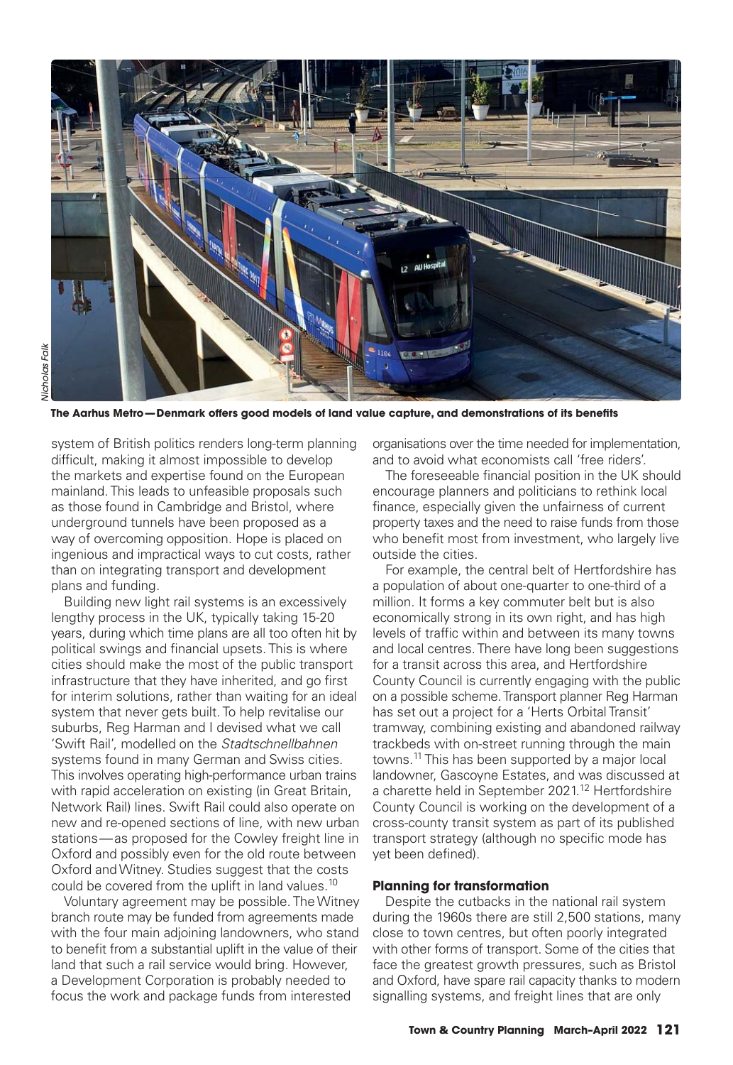**The Aarhus Metro — Denmark offers good models of land value capture, and demonstrations of its benefits**

system of British politics renders long-term planning difficult, making it almost impossible to develop the markets and expertise found on the European mainland. This leads to unfeasible proposals such as those found in Cambridge and Bristol, where underground tunnels have been proposed as a way of overcoming opposition. Hope is placed on ingenious and impractical ways to cut costs, rather than on integrating transport and development plans and funding.

Building new light rail systems is an excessively lengthy process in the UK, typically taking 15-20 years, during which time plans are all too often hit by political swings and financial upsets. This is where cities should make the most of the public transport infrastructure that they have inherited, and go first for interim solutions, rather than waiting for an ideal system that never gets built. To help revitalise our suburbs, Reg Harman and I devised what we call 'Swift Rail', modelled on the *Stadtschnellbahnen* systems found in many German and Swiss cities. This involves operating high-performance urban trains with rapid acceleration on existing (in Great Britain, Network Rail) lines. Swift Rail could also operate on new and re-opened sections of line, with new urban stations — as proposed for the Cowley freight line in Oxford and possibly even for the old route between Oxford and Witney. Studies suggest that the costs could be covered from the uplift in land values.[10]

Voluntary agreement may be possible. The Witney branch route may be funded from agreements made with the four main adjoining landowners, who stand to benefit from a substantial uplift in the value of their land that such a rail service would bring. However, a Development Corporation is probably needed to focus the work and package funds from interested organisations over the time needed for implementation, and to avoid what economists call 'free riders'.

The foreseeable financial position in the UK should encourage planners and politicians to rethink local finance, especially given the unfairness of current property taxes and the need to raise funds from those who benefit most from investment, who largely live outside the cities.

For example, the central belt of Hertfordshire has a population of about one-quarter to one-third of a million. It forms a key commuter belt but is also economically strong in its own right, and has high levels of traffic within and between its many towns and local centres. There have long been suggestions for a transit across this area, and Hertfordshire County Council is currently engaging with the public on a possible scheme. Transport planner Reg Harman has set out a project for a 'Herts Orbital Transit' tramway, combining existing and abandoned railway trackbeds with on-street running through the main towns.[11] This has been supported by a major local landowner, Gascoyne Estates, and was discussed at a charette held in September 2021.[12] Hertfordshire County Council is working on the development of a cross-county transit system as part of its published transport strategy (although no specific mode has yet been defined).

### Planning for transformation

Despite the cutbacks in the national rail system during the 1960s there are still 2,500 stations, many close to town centres, but often poorly integrated with other forms of transport. Some of the cities that face the greatest growth pressures, such as Bristol and Oxford, have spare rail capacity thanks to modern signalling systems, and freight lines that are only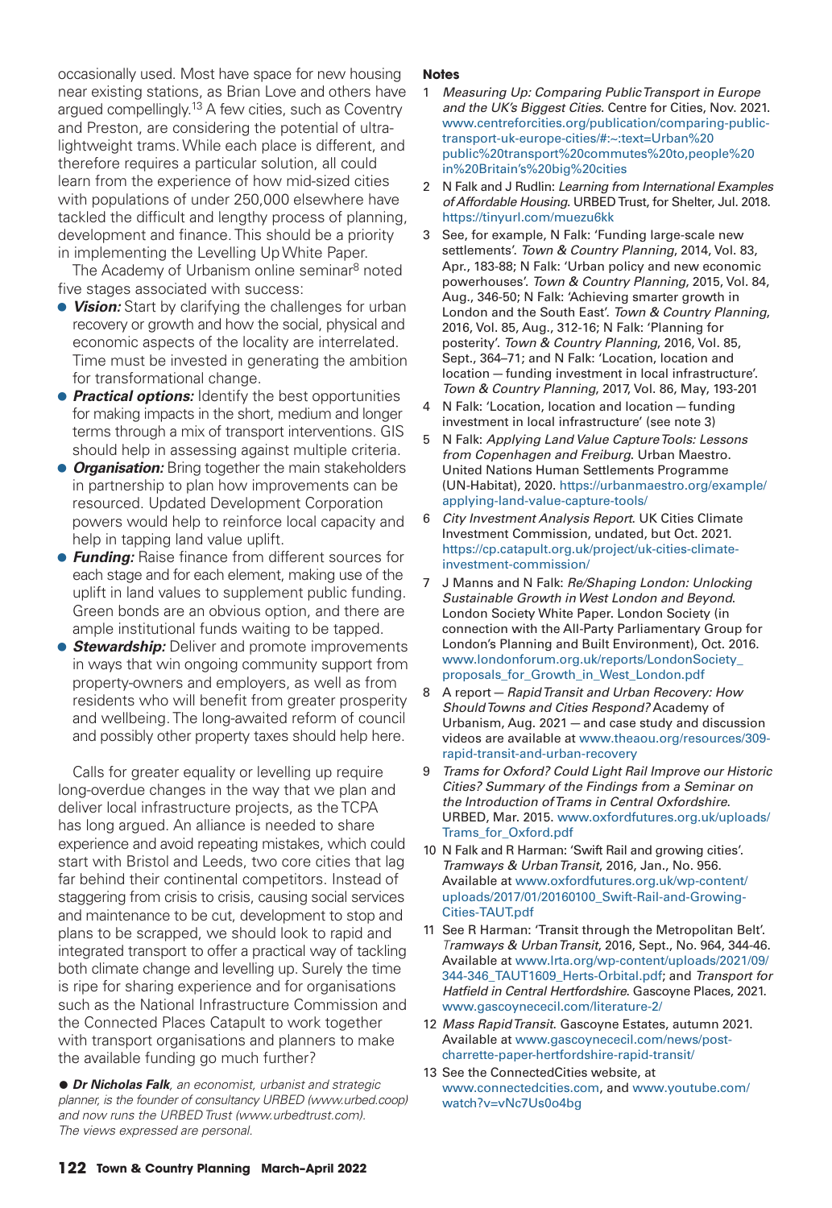occasionally used. Most have space for new housing near existing stations, as Brian Love and others have argued compellingly.[13] A few cities, such as Coventry and Preston, are considering the potential of ultra-lightweight trams. While each place is different, and therefore requires a particular solution, all could learn from the experience of how mid-sized cities with populations of under 250,000 elsewhere have tackled the difficult and lengthy process of planning, development and finance. This should be a priority in implementing the Levelling Up White Paper.

The Academy of Urbanism online seminar[8] noted five stages associated with success:

- ***Vision:*** Start by clarifying the challenges for urban recovery or growth and how the social, physical and economic aspects of the locality are interrelated. Time must be invested in generating the ambition for transformational change.
- ***Practical options:*** Identify the best opportunities for making impacts in the short, medium and longer terms through a mix of transport interventions. GIS should help in assessing against multiple criteria.
- ***Organisation:*** Bring together the main stakeholders in partnership to plan how improvements can be resourced. Updated Development Corporation powers would help to reinforce local capacity and help in tapping land value uplift.
- ***Funding:*** Raise finance from different sources for each stage and for each element, making use of the uplift in land values to supplement public funding. Green bonds are an obvious option, and there are ample institutional funds waiting to be tapped.
- ***Stewardship:*** Deliver and promote improvements in ways that win ongoing community support from property-owners and employers, as well as from residents who will benefit from greater prosperity and wellbeing. The long-awaited reform of council and possibly other property taxes should help here.

Calls for greater equality or levelling up require long-overdue changes in the way that we plan and deliver local infrastructure projects, as the TCPA has long argued. An alliance is needed to share experience and avoid repeating mistakes, which could start with Bristol and Leeds, two core cities that lag far behind their continental competitors. Instead of staggering from crisis to crisis, causing social services and maintenance to be cut, development to stop and plans to be scrapped, we should look to rapid and integrated transport to offer a practical way of tackling both climate change and levelling up. Surely the time is ripe for sharing experience and for organisations such as the National Infrastructure Commission and the Connected Places Catapult to work together with transport organisations and planners to make the available funding go much further?

● ***Dr Nicholas Falk****, an economist, urbanist and strategic planner, is the founder of consultancy URBED (www.urbed.coop) and now runs the URBED Trust (www.urbedtrust.com). The views expressed are personal.*

**Notes**

1. *Measuring Up: Comparing Public Transport in Europe and the UK's Biggest Cities*. Centre for Cities, Nov. 2021. www.centreforcities.org/publication/comparing-public-transport-uk-europe-cities/#:~:text=Urban%20public%20transport%20commutes%20to,people%20in%20Britain's%20big%20cities
2. N Falk and J Rudlin: *Learning from International Examples of Affordable Housing*. URBED Trust, for Shelter, Jul. 2018. https://tinyurl.com/muezu6kk
3. See, for example, N Falk: 'Funding large-scale new settlements'. *Town & Country Planning*, 2014, Vol. 83, Apr., 183-88; N Falk: 'Urban policy and new economic powerhouses'. *Town & Country Planning*, 2015, Vol. 84, Aug., 346-50; N Falk: 'Achieving smarter growth in London and the South East'. *Town & Country Planning*, 2016, Vol. 85, Aug., 312-16; N Falk: 'Planning for posterity'. *Town & Country Planning*, 2016, Vol. 85, Sept., 364–71; and N Falk: 'Location, location and location — funding investment in local infrastructure'. *Town & Country Planning*, 2017, Vol. 86, May, 193-201
4. N Falk: 'Location, location and location — funding investment in local infrastructure' (see note 3)
5. N Falk: *Applying Land Value Capture Tools: Lessons from Copenhagen and Freiburg*. Urban Maestro. United Nations Human Settlements Programme (UN-Habitat), 2020. https://urbanmaestro.org/example/applying-land-value-capture-tools/
6. *City Investment Analysis Report*. UK Cities Climate Investment Commission, undated, but Oct. 2021. https://cp.catapult.org.uk/project/uk-cities-climate-investment-commission/
7. J Manns and N Falk: *Re/Shaping London: Unlocking Sustainable Growth in West London and Beyond*. London Society White Paper. London Society (in connection with the All-Party Parliamentary Group for London's Planning and Built Environment), Oct. 2016. www.londonforum.org.uk/reports/LondonSociety_proposals_for_Growth_in_West_London.pdf
8. A report — *Rapid Transit and Urban Recovery: How Should Towns and Cities Respond?* Academy of Urbanism, Aug. 2021 — and case study and discussion videos are available at www.theaou.org/resources/309-rapid-transit-and-urban-recovery
9. *Trams for Oxford? Could Light Rail Improve our Historic Cities? Summary of the Findings from a Seminar on the Introduction of Trams in Central Oxfordshire*. URBED, Mar. 2015. www.oxfordfutures.org.uk/uploads/Trams_for_Oxford.pdf
10. N Falk and R Harman: 'Swift Rail and growing cities'. *Tramways & Urban Transit*, 2016, Jan., No. 956. Available at www.oxfordfutures.org.uk/wp-content/uploads/2017/01/20160100_Swift-Rail-and-Growing-Cities-TAUT.pdf
11. See R Harman: 'Transit through the Metropolitan Belt'. *Tramways & Urban Transit*, 2016, Sept., No. 964, 344-46. Available at www.lrta.org/wp-content/uploads/2021/09/344-346_TAUT1609_Herts-Orbital.pdf; and *Transport for Hatfield in Central Hertfordshire*. Gascoyne Places, 2021. www.gascoynececil.com/literature-2/
12. *Mass Rapid Transit*. Gascoyne Estates, autumn 2021. Available at www.gascoynececil.com/news/post-charrette-paper-hertfordshire-rapid-transit/
13. See the ConnectedCities website, at www.connectedcities.com, and www.youtube.com/watch?v=vNc7Us0o4bg